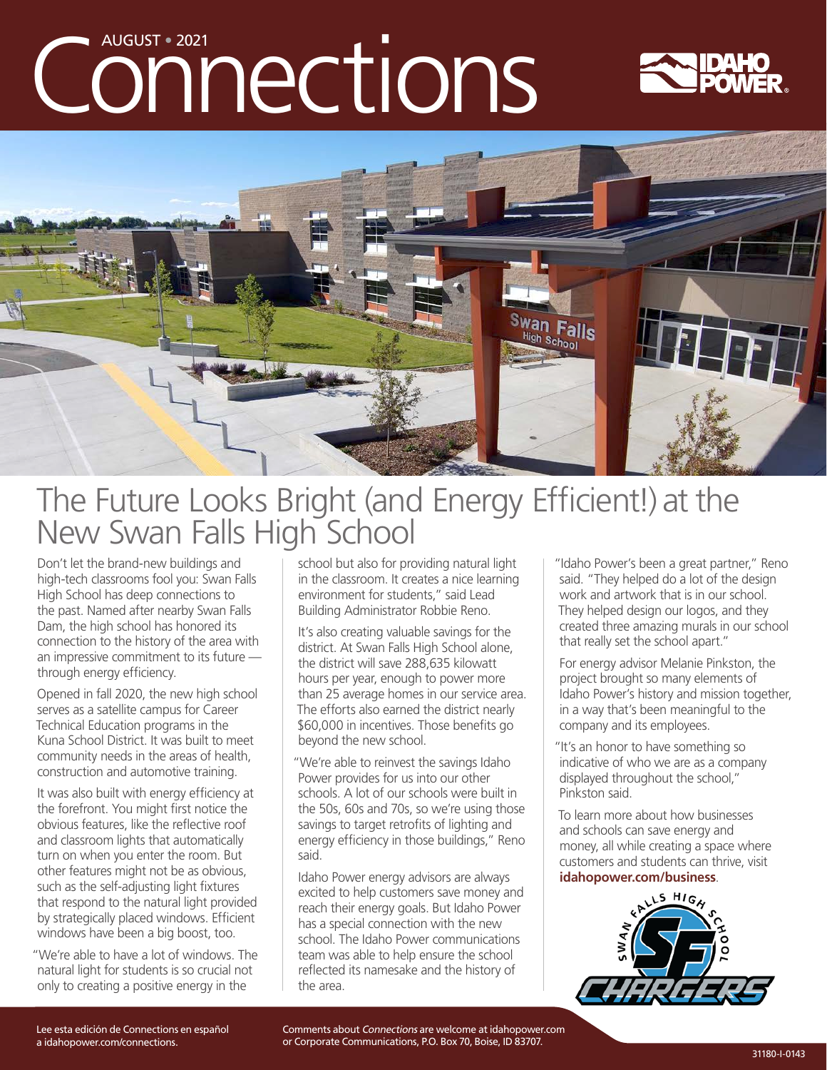# Connections

AUGUST • 2021

## The Future Looks Bright (and Energy Efficient!) at the New Swan Falls High School

Don't let the brand-new buildings and high-tech classrooms fool you: Swan Falls High School has deep connections to the past. Named after nearby Swan Falls Dam, the high school has honored its connection to the history of the area with an impressive commitment to its future — through energy efficiency.

Opened in fall 2020, the new high school serves as a satellite campus for Career Technical Education programs in the Kuna School District. It was built to meet community needs in the areas of health, construction and automotive training.

It was also built with energy efficiency at the forefront. You might first notice the obvious features, like the reflective roof and classroom lights that automatically turn on when you enter the room. But other features might not be as obvious, such as the self-adjusting light fixtures that respond to the natural light provided by strategically placed windows. Efficient windows have been a big boost, too.

"We're able to have a lot of windows. The natural light for students is so crucial not only to creating a positive energy in the school but also for providing natural light in the classroom. It creates a nice learning environment for students," said Lead Building Administrator Robbie Reno.

It's also creating valuable savings for the district. At Swan Falls High School alone, the district will save 288,635 kilowatt hours per year, enough to power more than 25 average homes in our service area. The efforts also earned the district nearly $60,000 in incentives. Those benefits go beyond the new school.

"We're able to reinvest the savings Idaho Power provides for us into our other schools. A lot of our schools were built in the 50s, 60s and 70s, so we're using those savings to target retrofits of lighting and energy efficiency in those buildings," Reno said.

Idaho Power energy advisors are always excited to help customers save money and reach their energy goals. But Idaho Power has a special connection with the new school. The Idaho Power communications team was able to help ensure the school reflected its namesake and the history of the area.

"Idaho Power's been a great partner," Reno said. "They helped do a lot of the design work and artwork that is in our school. They helped design our logos, and they created three amazing murals in our school that really set the school apart."

For energy advisor Melanie Pinkston, the project brought so many elements of Idaho Power's history and mission together, in a way that's been meaningful to the company and its employees.

"It's an honor to have something so indicative of who we are as a company displayed throughout the school," Pinkston said.

To learn more about how businesses and schools can save energy and money, all while creating a space where customers and students can thrive, visit **idahopower.com/business**.

Lee esta edición de Connections en español a idahopower.com/connections.

Comments about *Connections* are welcome at idahopower.com or Corporate Communications, P.O. Box 70, Boise, ID 83707.

31180-I-0143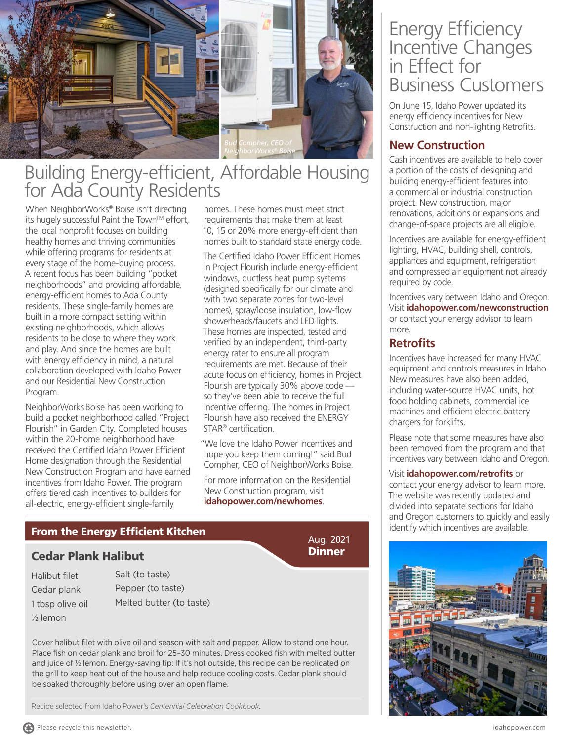Bud Compher, CEO of NeighborWorks® Boise

# Building Energy-efficient, Affordable Housing for Ada County Residents

When NeighborWorks® Boise isn't directing its hugely successful Paint the Town™ effort, the local nonprofit focuses on building healthy homes and thriving communities while offering programs for residents at every stage of the home-buying process. A recent focus has been building "pocket neighborhoods" and providing affordable, energy-efficient homes to Ada County residents. These single-family homes are built in a more compact setting within existing neighborhoods, which allows residents to be close to where they work and play. And since the homes are built with energy efficiency in mind, a natural collaboration developed with Idaho Power and our Residential New Construction Program.

NeighborWorks Boise has been working to build a pocket neighborhood called "Project Flourish" in Garden City. Completed houses within the 20-home neighborhood have received the Certified Idaho Power Efficient Home designation through the Residential New Construction Program and have earned incentives from Idaho Power. The program offers tiered cash incentives to builders for all-electric, energy-efficient single-family homes. These homes must meet strict requirements that make them at least 10, 15 or 20% more energy-efficient than homes built to standard state energy code.

The Certified Idaho Power Efficient Homes in Project Flourish include energy-efficient windows, ductless heat pump systems (designed specifically for our climate and with two separate zones for two-level homes), spray/loose insulation, low-flow showerheads/faucets and LED lights. These homes are inspected, tested and verified by an independent, third-party energy rater to ensure all program requirements are met. Because of their acute focus on efficiency, homes in Project Flourish are typically 30% above code — so they've been able to receive the full incentive offering. The homes in Project Flourish have also received the ENERGY STAR® certification.

"We love the Idaho Power incentives and hope you keep them coming!" said Bud Compher, CEO of NeighborWorks Boise.

For more information on the Residential New Construction program, visit **idahopower.com/newhomes**.

## From the Energy Efficient Kitchen

Aug. 2021
**Dinner**

### Cedar Plank Halibut

- Halibut filet
- Cedar plank
- 1 tbsp olive oil
- ½ lemon
- Salt (to taste)
- Pepper (to taste)
- Melted butter (to taste)

Cover halibut filet with olive oil and season with salt and pepper. Allow to stand one hour. Place fish on cedar plank and broil for 25–30 minutes. Dress cooked fish with melted butter and juice of ½ lemon. Energy-saving tip: If it's hot outside, this recipe can be replicated on the grill to keep heat out of the house and help reduce cooling costs. Cedar plank should be soaked thoroughly before using over an open flame.

Recipe selected from Idaho Power's *Centennial Celebration Cookbook*.

# Energy Efficiency Incentive Changes in Effect for Business Customers

On June 15, Idaho Power updated its energy efficiency incentives for New Construction and non-lighting Retrofits.

## New Construction

Cash incentives are available to help cover a portion of the costs of designing and building energy-efficient features into a commercial or industrial construction project. New construction, major renovations, additions or expansions and change-of-space projects are all eligible.

Incentives are available for energy-efficient lighting, HVAC, building shell, controls, appliances and equipment, refrigeration and compressed air equipment not already required by code.

Incentives vary between Idaho and Oregon. Visit **idahopower.com/newconstruction** or contact your energy advisor to learn more.

## Retrofits

Incentives have increased for many HVAC equipment and controls measures in Idaho. New measures have also been added, including water-source HVAC units, hot food holding cabinets, commercial ice machines and efficient electric battery chargers for forklifts.

Please note that some measures have also been removed from the program and that incentives vary between Idaho and Oregon.

Visit **idahopower.com/retrofits** or contact your energy advisor to learn more. The website was recently updated and divided into separate sections for Idaho and Oregon customers to quickly and easily identify which incentives are available.

Please recycle this newsletter.